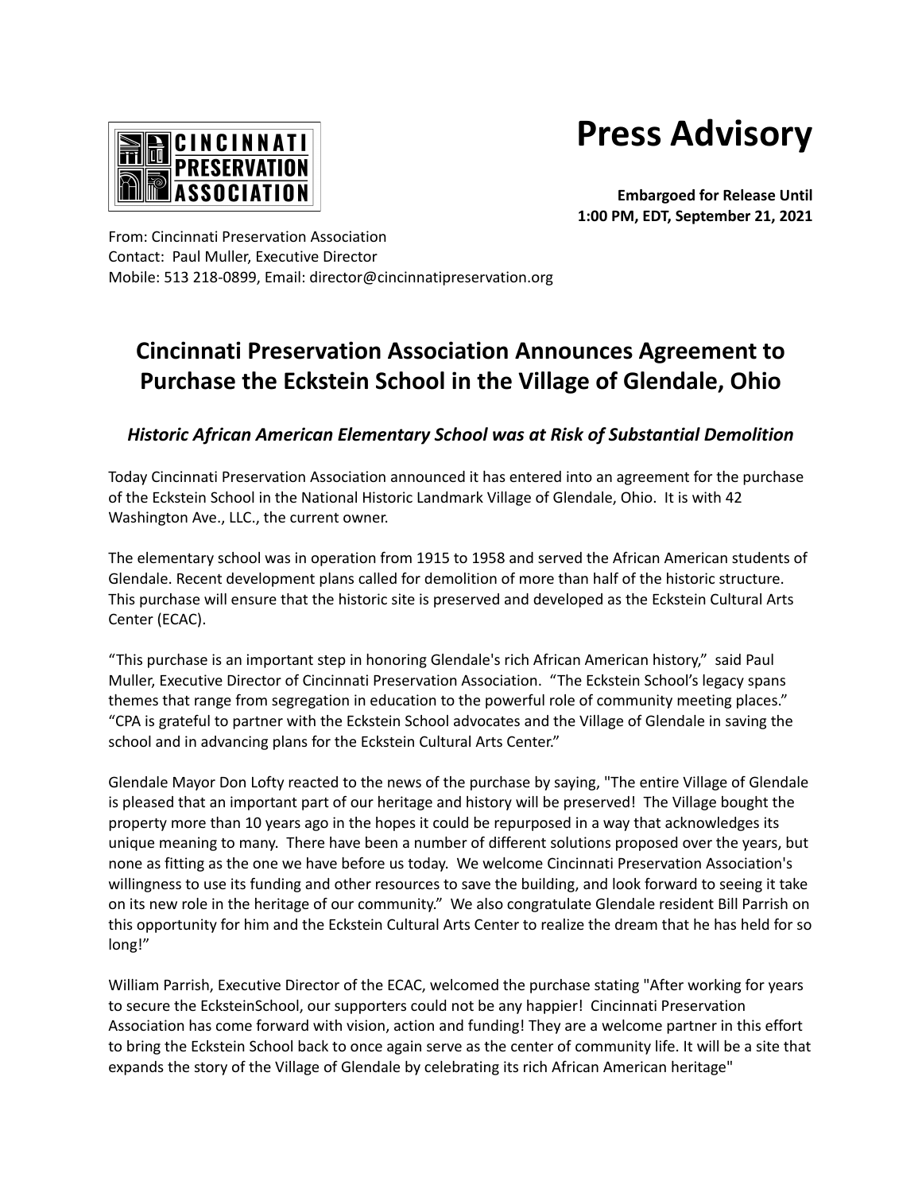CINCINNATI PRESERVATION ASSOCIATION

# Press Advisory

**Embargoed for Release Until**
**1:00 PM, EDT, September 21, 2021**

From: Cincinnati Preservation Association
Contact: Paul Muller, Executive Director
Mobile: 513 218-0899, Email: director@cincinnatipreservation.org

## Cincinnati Preservation Association Announces Agreement to Purchase the Eckstein School in the Village of Glendale, Ohio

### *Historic African American Elementary School was at Risk of Substantial Demolition*

Today Cincinnati Preservation Association announced it has entered into an agreement for the purchase of the Eckstein School in the National Historic Landmark Village of Glendale, Ohio. It is with 42 Washington Ave., LLC., the current owner.

The elementary school was in operation from 1915 to 1958 and served the African American students of Glendale. Recent development plans called for demolition of more than half of the historic structure. This purchase will ensure that the historic site is preserved and developed as the Eckstein Cultural Arts Center (ECAC).

"This purchase is an important step in honoring Glendale's rich African American history," said Paul Muller, Executive Director of Cincinnati Preservation Association. "The Eckstein School's legacy spans themes that range from segregation in education to the powerful role of community meeting places." "CPA is grateful to partner with the Eckstein School advocates and the Village of Glendale in saving the school and in advancing plans for the Eckstein Cultural Arts Center."

Glendale Mayor Don Lofty reacted to the news of the purchase by saying, "The entire Village of Glendale is pleased that an important part of our heritage and history will be preserved! The Village bought the property more than 10 years ago in the hopes it could be repurposed in a way that acknowledges its unique meaning to many. There have been a number of different solutions proposed over the years, but none as fitting as the one we have before us today. We welcome Cincinnati Preservation Association's willingness to use its funding and other resources to save the building, and look forward to seeing it take on its new role in the heritage of our community." We also congratulate Glendale resident Bill Parrish on this opportunity for him and the Eckstein Cultural Arts Center to realize the dream that he has held for so long!"

William Parrish, Executive Director of the ECAC, welcomed the purchase stating "After working for years to secure the EcksteinSchool, our supporters could not be any happier! Cincinnati Preservation Association has come forward with vision, action and funding! They are a welcome partner in this effort to bring the Eckstein School back to once again serve as the center of community life. It will be a site that expands the story of the Village of Glendale by celebrating its rich African American heritage"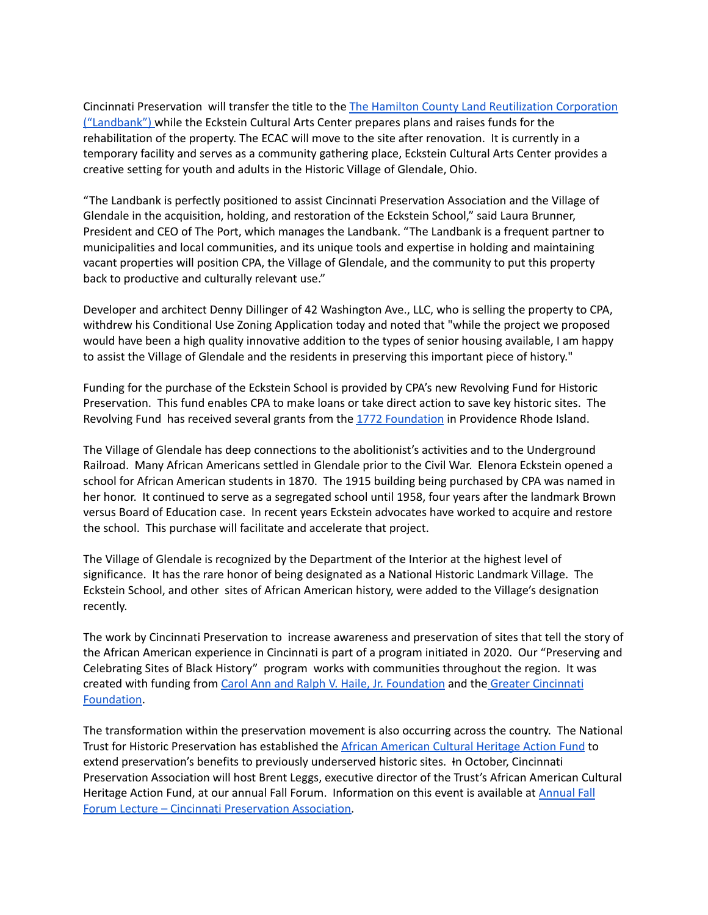Cincinnati Preservation  will transfer the title to the [The Hamilton County Land Reutilization Corporation ("Landbank")](#) while the Eckstein Cultural Arts Center prepares plans and raises funds for the rehabilitation of the property. The ECAC will move to the site after renovation.  It is currently in a temporary facility and serves as a community gathering place, Eckstein Cultural Arts Center provides a creative setting for youth and adults in the Historic Village of Glendale, Ohio.

"The Landbank is perfectly positioned to assist Cincinnati Preservation Association and the Village of Glendale in the acquisition, holding, and restoration of the Eckstein School," said Laura Brunner, President and CEO of The Port, which manages the Landbank. "The Landbank is a frequent partner to municipalities and local communities, and its unique tools and expertise in holding and maintaining vacant properties will position CPA, the Village of Glendale, and the community to put this property back to productive and culturally relevant use."

Developer and architect Denny Dillinger of 42 Washington Ave., LLC, who is selling the property to CPA, withdrew his Conditional Use Zoning Application today and noted that "while the project we proposed would have been a high quality innovative addition to the types of senior housing available, I am happy to assist the Village of Glendale and the residents in preserving this important piece of history."

Funding for the purchase of the Eckstein School is provided by CPA's new Revolving Fund for Historic Preservation.  This fund enables CPA to make loans or take direct action to save key historic sites.  The Revolving Fund  has received several grants from the [1772 Foundation](#) in Providence Rhode Island.

The Village of Glendale has deep connections to the abolitionist's activities and to the Underground Railroad.  Many African Americans settled in Glendale prior to the Civil War.  Elenora Eckstein opened a school for African American students in 1870.  The 1915 building being purchased by CPA was named in her honor.  It continued to serve as a segregated school until 1958, four years after the landmark Brown versus Board of Education case.  In recent years Eckstein advocates have worked to acquire and restore the school.  This purchase will facilitate and accelerate that project.

The Village of Glendale is recognized by the Department of the Interior at the highest level of significance.  It has the rare honor of being designated as a National Historic Landmark Village.  The Eckstein School, and other  sites of African American history, were added to the Village's designation recently.

The work by Cincinnati Preservation to  increase awareness and preservation of sites that tell the story of the African American experience in Cincinnati is part of a program initiated in 2020.  Our "Preserving and Celebrating Sites of Black History"  program  works with communities throughout the region.  It was created with funding from [Carol Ann and Ralph V. Haile, Jr. Foundation](#) and the [Greater Cincinnati Foundation](#).

The transformation within the preservation movement is also occurring across the country.  The National Trust for Historic Preservation has established the [African American Cultural Heritage Action Fund](#) to extend preservation's benefits to previously underserved historic sites.  In October, Cincinnati Preservation Association will host Brent Leggs, executive director of the Trust's African American Cultural Heritage Action Fund, at our annual Fall Forum.  Information on this event is available at [Annual Fall Forum Lecture – Cincinnati Preservation Association](#).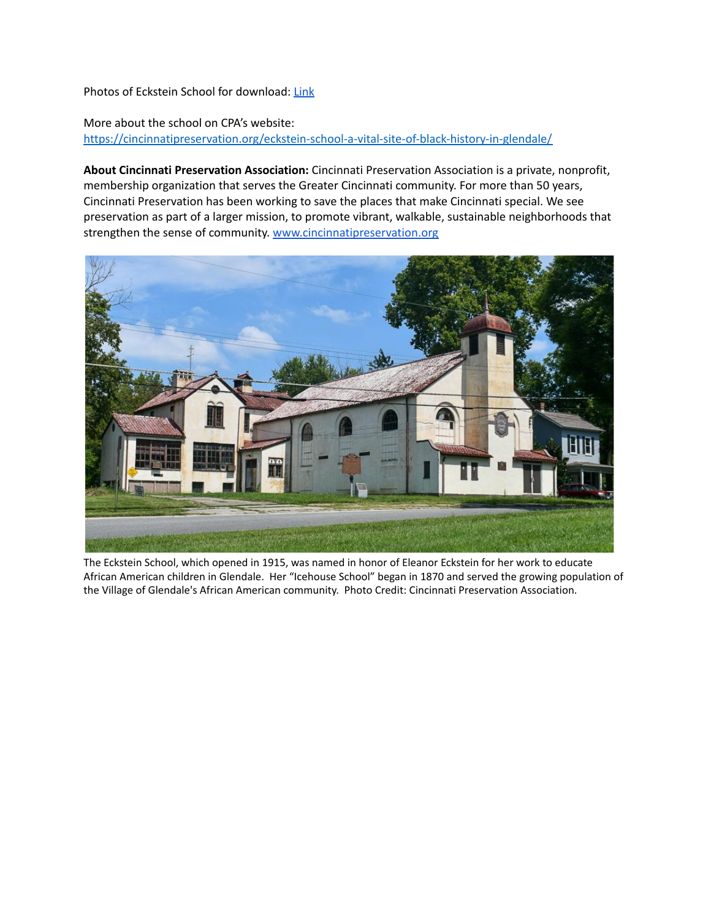Photos of Eckstein School for download: [Link]

More about the school on CPA's website: https://cincinnatipreservation.org/eckstein-school-a-vital-site-of-black-history-in-glendale/

**About Cincinnati Preservation Association:** Cincinnati Preservation Association is a private, nonprofit, membership organization that serves the Greater Cincinnati community. For more than 50 years, Cincinnati Preservation has been working to save the places that make Cincinnati special. We see preservation as part of a larger mission, to promote vibrant, walkable, sustainable neighborhoods that strengthen the sense of community. www.cincinnatipreservation.org

The Eckstein School, which opened in 1915, was named in honor of Eleanor Eckstein for her work to educate African American children in Glendale. Her "Icehouse School" began in 1870 and served the growing population of the Village of Glendale's African American community. Photo Credit: Cincinnati Preservation Association.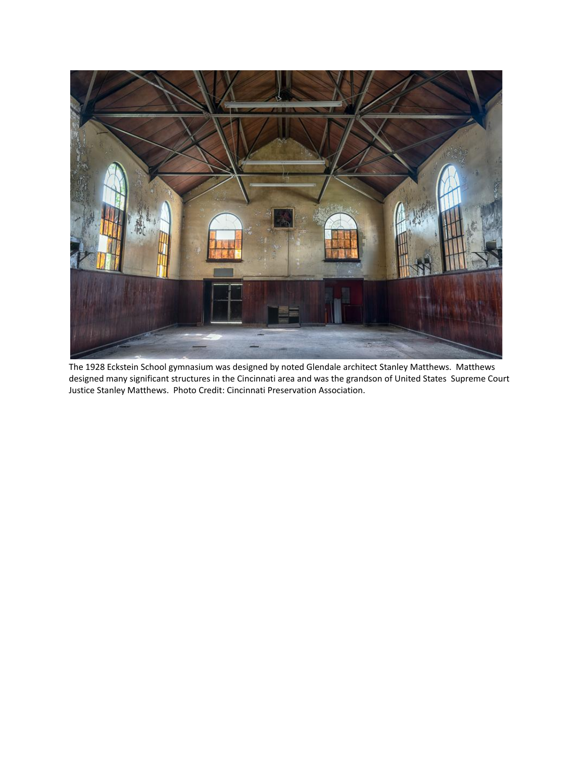The 1928 Eckstein School gymnasium was designed by noted Glendale architect Stanley Matthews. Matthews designed many significant structures in the Cincinnati area and was the grandson of United States Supreme Court Justice Stanley Matthews. Photo Credit: Cincinnati Preservation Association.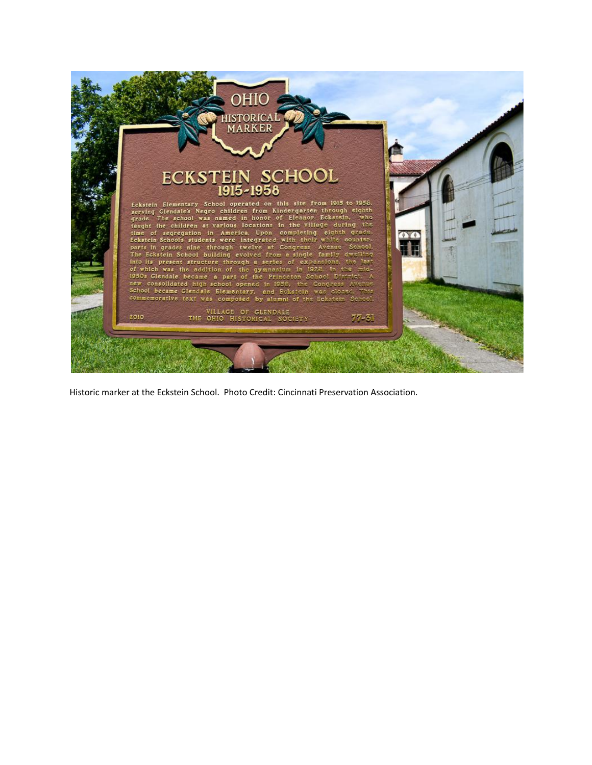Historic marker at the Eckstein School. Photo Credit: Cincinnati Preservation Association.